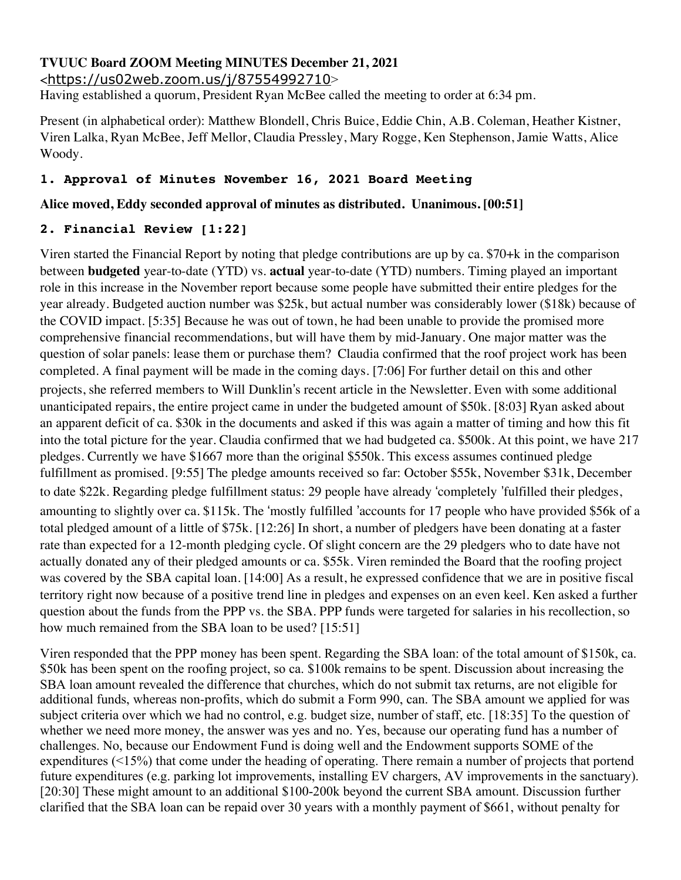**TVUUC Board ZOOM Meeting MINUTES December 21, 2021**
<https://us02web.zoom.us/j/87554992710>

Having established a quorum, President Ryan McBee called the meeting to order at 6:34 pm.

Present (in alphabetical order): Matthew Blondell, Chris Buice, Eddie Chin, A.B. Coleman, Heather Kistner, Viren Lalka, Ryan McBee, Jeff Mellor, Claudia Pressley, Mary Rogge, Ken Stephenson, Jamie Watts, Alice Woody.

### 1. Approval of Minutes November 16, 2021 Board Meeting

**Alice moved, Eddy seconded approval of minutes as distributed. Unanimous. [00:51]**

### 2. Financial Review [1:22]

Viren started the Financial Report by noting that pledge contributions are up by ca. $70+k in the comparison between **budgeted** year-to-date (YTD) vs. **actual** year-to-date (YTD) numbers. Timing played an important role in this increase in the November report because some people have submitted their entire pledges for the year already. Budgeted auction number was $25k, but actual number was considerably lower ($18k) because of the COVID impact. [5:35] Because he was out of town, he had been unable to provide the promised more comprehensive financial recommendations, but will have them by mid-January. One major matter was the question of solar panels: lease them or purchase them? Claudia confirmed that the roof project work has been completed. A final payment will be made in the coming days. [7:06] For further detail on this and other projects, she referred members to Will Dunklin's recent article in the Newsletter. Even with some additional unanticipated repairs, the entire project came in under the budgeted amount of $50k. [8:03] Ryan asked about an apparent deficit of ca. $30k in the documents and asked if this was again a matter of timing and how this fit into the total picture for the year. Claudia confirmed that we had budgeted ca. $500k. At this point, we have 217 pledges. Currently we have $1667 more than the original $550k. This excess assumes continued pledge fulfillment as promised. [9:55] The pledge amounts received so far: October $55k, November $31k, December to date $22k. Regarding pledge fulfillment status: 29 people have already 'completely 'fulfilled their pledges, amounting to slightly over ca. $115k. The 'mostly fulfilled 'accounts for 17 people who have provided $56k of a total pledged amount of a little of $75k. [12:26] In short, a number of pledgers have been donating at a faster rate than expected for a 12-month pledging cycle. Of slight concern are the 29 pledgers who to date have not actually donated any of their pledged amounts or ca. $55k. Viren reminded the Board that the roofing project was covered by the SBA capital loan. [14:00] As a result, he expressed confidence that we are in positive fiscal territory right now because of a positive trend line in pledges and expenses on an even keel. Ken asked a further question about the funds from the PPP vs. the SBA. PPP funds were targeted for salaries in his recollection, so how much remained from the SBA loan to be used? [15:51]

Viren responded that the PPP money has been spent. Regarding the SBA loan: of the total amount of $150k, ca. $50k has been spent on the roofing project, so ca. $100k remains to be spent. Discussion about increasing the SBA loan amount revealed the difference that churches, which do not submit tax returns, are not eligible for additional funds, whereas non-profits, which do submit a Form 990, can. The SBA amount we applied for was subject criteria over which we had no control, e.g. budget size, number of staff, etc. [18:35] To the question of whether we need more money, the answer was yes and no. Yes, because our operating fund has a number of challenges. No, because our Endowment Fund is doing well and the Endowment supports SOME of the expenditures (<15%) that come under the heading of operating. There remain a number of projects that portend future expenditures (e.g. parking lot improvements, installing EV chargers, AV improvements in the sanctuary). [20:30] These might amount to an additional $100-200k beyond the current SBA amount. Discussion further clarified that the SBA loan can be repaid over 30 years with a monthly payment of $661, without penalty for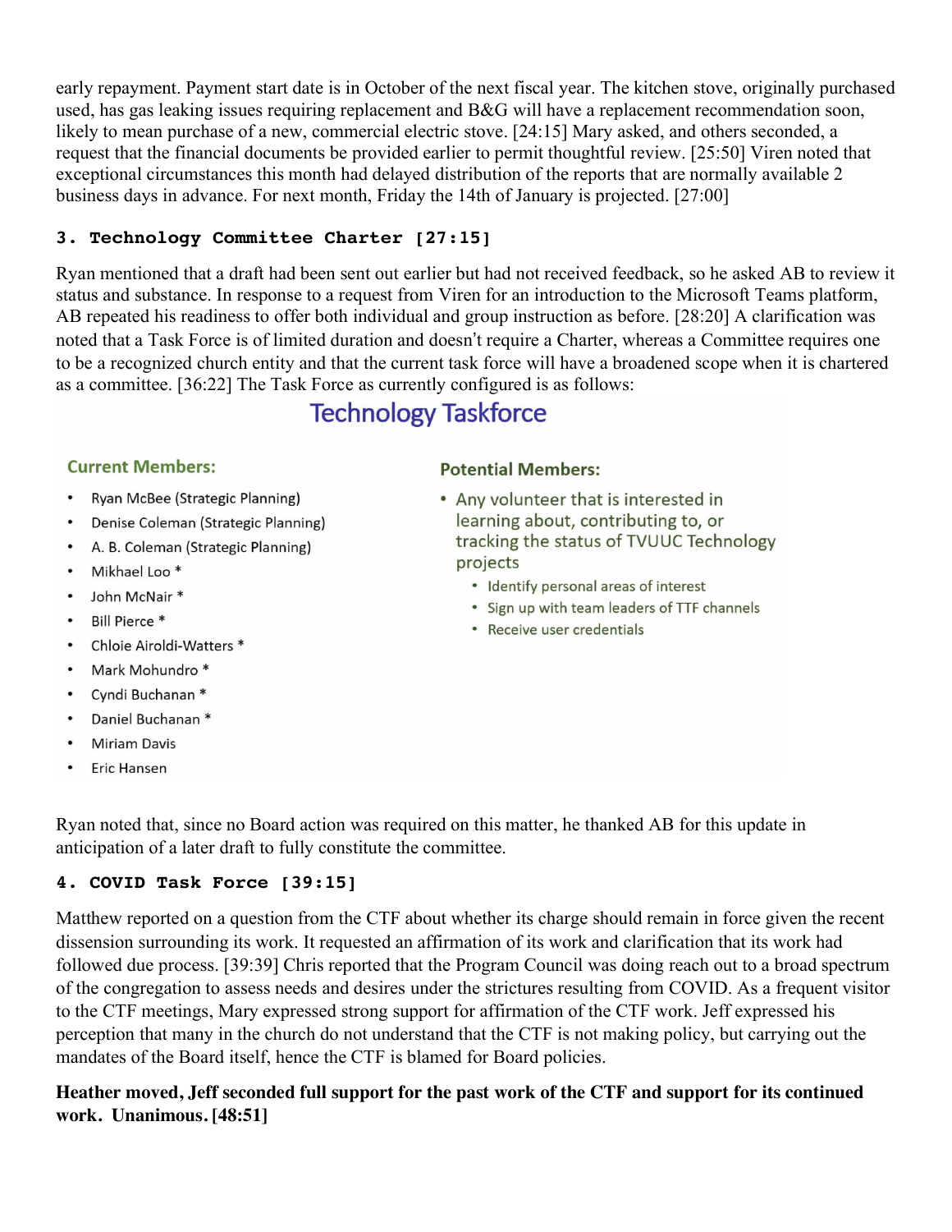early repayment. Payment start date is in October of the next fiscal year. The kitchen stove, originally purchased used, has gas leaking issues requiring replacement and B&G will have a replacement recommendation soon, likely to mean purchase of a new, commercial electric stove. [24:15] Mary asked, and others seconded, a request that the financial documents be provided earlier to permit thoughtful review. [25:50] Viren noted that exceptional circumstances this month had delayed distribution of the reports that are normally available 2 business days in advance. For next month, Friday the 14th of January is projected. [27:00]

### 3. Technology Committee Charter [27:15]

Ryan mentioned that a draft had been sent out earlier but had not received feedback, so he asked AB to review it status and substance. In response to a request from Viren for an introduction to the Microsoft Teams platform, AB repeated his readiness to offer both individual and group instruction as before. [28:20] A clarification was noted that a Task Force is of limited duration and doesn't require a Charter, whereas a Committee requires one to be a recognized church entity and that the current task force will have a broadened scope when it is chartered as a committee. [36:22] The Task Force as currently configured is as follows:

## Technology Taskforce

**Current Members:**

- Ryan McBee (Strategic Planning)
- Denise Coleman (Strategic Planning)
- A. B. Coleman (Strategic Planning)
- Mikhael Loo *
- John McNair *
- Bill Pierce *
- Chloie Airoldi-Watters *
- Mark Mohundro *
- Cyndi Buchanan *
- Daniel Buchanan *
- Miriam Davis
- Eric Hansen

**Potential Members:**

- Any volunteer that is interested in learning about, contributing to, or tracking the status of TVUUC Technology projects
  - Identify personal areas of interest
  - Sign up with team leaders of TTF channels
  - Receive user credentials

Ryan noted that, since no Board action was required on this matter, he thanked AB for this update in anticipation of a later draft to fully constitute the committee.

### 4. COVID Task Force [39:15]

Matthew reported on a question from the CTF about whether its charge should remain in force given the recent dissension surrounding its work. It requested an affirmation of its work and clarification that its work had followed due process. [39:39] Chris reported that the Program Council was doing reach out to a broad spectrum of the congregation to assess needs and desires under the strictures resulting from COVID. As a frequent visitor to the CTF meetings, Mary expressed strong support for affirmation of the CTF work. Jeff expressed his perception that many in the church do not understand that the CTF is not making policy, but carrying out the mandates of the Board itself, hence the CTF is blamed for Board policies.

**Heather moved, Jeff seconded full support for the past work of the CTF and support for its continued work. Unanimous. [48:51]**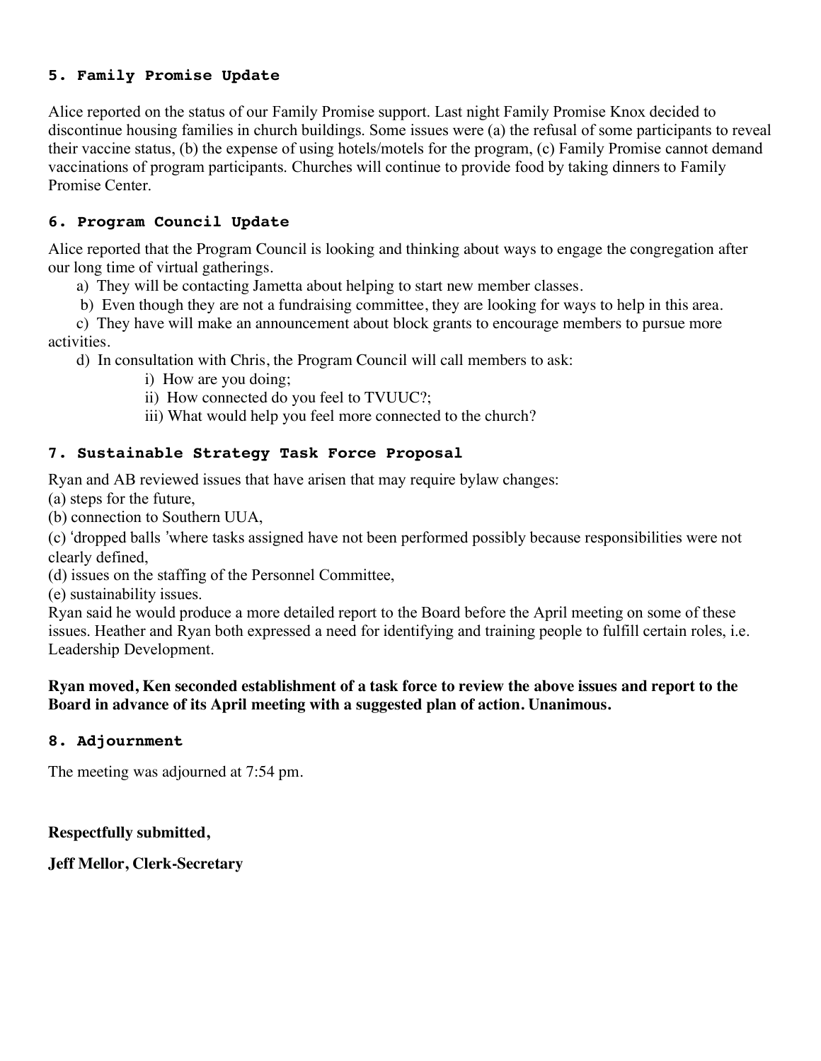### 5. Family Promise Update

Alice reported on the status of our Family Promise support. Last night Family Promise Knox decided to discontinue housing families in church buildings. Some issues were (a) the refusal of some participants to reveal their vaccine status, (b) the expense of using hotels/motels for the program, (c) Family Promise cannot demand vaccinations of program participants. Churches will continue to provide food by taking dinners to Family Promise Center.

### 6. Program Council Update

Alice reported that the Program Council is looking and thinking about ways to engage the congregation after our long time of virtual gatherings.

a) They will be contacting Jametta about helping to start new member classes.

b) Even though they are not a fundraising committee, they are looking for ways to help in this area.

c) They have will make an announcement about block grants to encourage members to pursue more activities.

d) In consultation with Chris, the Program Council will call members to ask:

i) How are you doing;

ii) How connected do you feel to TVUUC?;

iii) What would help you feel more connected to the church?

### 7. Sustainable Strategy Task Force Proposal

Ryan and AB reviewed issues that have arisen that may require bylaw changes:

(a) steps for the future,

(b) connection to Southern UUA,

(c) 'dropped balls 'where tasks assigned have not been performed possibly because responsibilities were not clearly defined,

(d) issues on the staffing of the Personnel Committee,

(e) sustainability issues.

Ryan said he would produce a more detailed report to the Board before the April meeting on some of these issues. Heather and Ryan both expressed a need for identifying and training people to fulfill certain roles, i.e. Leadership Development.

**Ryan moved, Ken seconded establishment of a task force to review the above issues and report to the Board in advance of its April meeting with a suggested plan of action. Unanimous.**

### 8. Adjournment

The meeting was adjourned at 7:54 pm.

**Respectfully submitted,**

**Jeff Mellor, Clerk-Secretary**